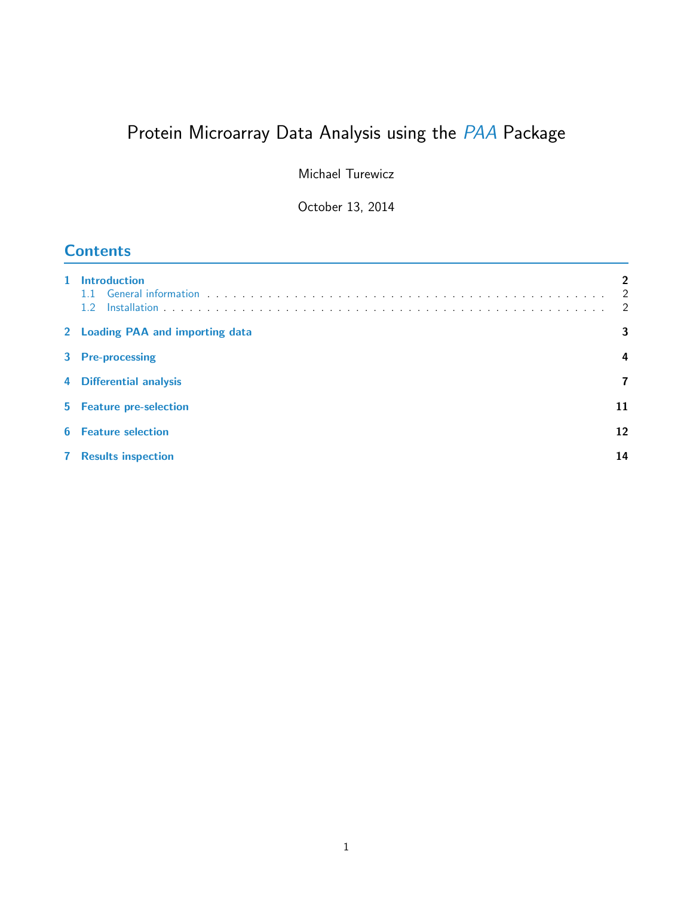# Protein Microarray Data Analysis using the *PAA* Package

Michael Turewicz

October 13, 2014

## Contents

1 Introduction ..... 2
- 1.1 General information ..... 2
- 1.2 Installation ..... 2

2 Loading PAA and importing data ..... 3

3 Pre-processing ..... 4

4 Differential analysis ..... 7

5 Feature pre-selection ..... 11

6 Feature selection ..... 12

7 Results inspection ..... 14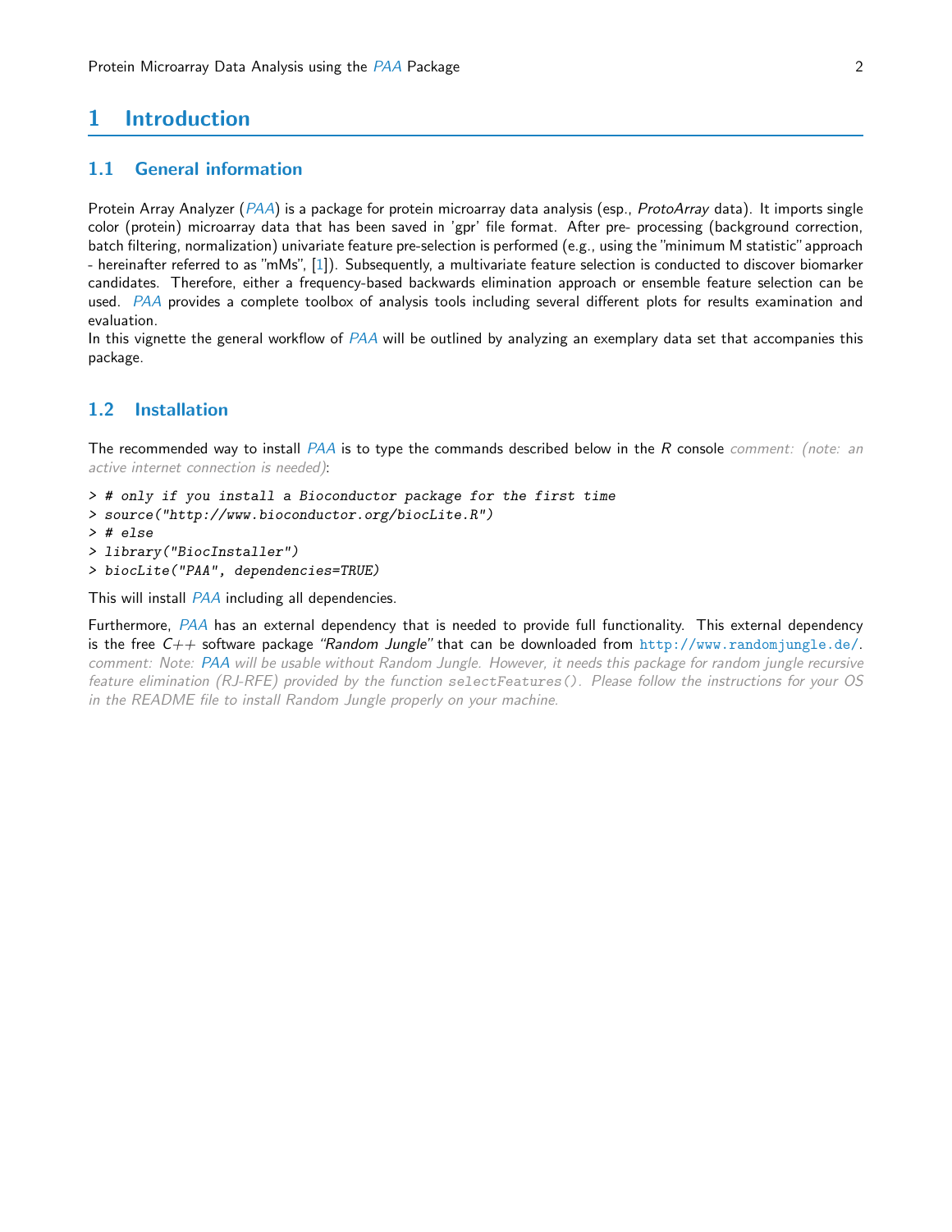# 1 Introduction

## 1.1 General information

Protein Array Analyzer (*PAA*) is a package for protein microarray data analysis (esp., *ProtoArray* data). It imports single color (protein) microarray data that has been saved in 'gpr' file format. After pre- processing (background correction, batch filtering, normalization) univariate feature pre-selection is performed (e.g., using the "minimum M statistic" approach - hereinafter referred to as "mMs", [1]). Subsequently, a multivariate feature selection is conducted to discover biomarker candidates. Therefore, either a frequency-based backwards elimination approach or ensemble feature selection can be used. *PAA* provides a complete toolbox of analysis tools including several different plots for results examination and evaluation.
In this vignette the general workflow of *PAA* will be outlined by analyzing an exemplary data set that accompanies this package.

## 1.2 Installation

The recommended way to install *PAA* is to type the commands described below in the *R* console *comment: (note: an active internet connection is needed)*:

```
> # only if you install a Bioconductor package for the first time
> source("http://www.bioconductor.org/biocLite.R")
> # else
> library("BiocInstaller")
> biocLite("PAA", dependencies=TRUE)
```

This will install *PAA* including all dependencies.

Furthermore, *PAA* has an external dependency that is needed to provide full functionality. This external dependency is the free *C++* software package *"Random Jungle"* that can be downloaded from http://www.randomjungle.de/. *comment: Note: PAA will be usable without Random Jungle. However, it needs this package for random jungle recursive feature elimination (RJ-RFE) provided by the function `selectFeatures()`. Please follow the instructions for your OS in the README file to install Random Jungle properly on your machine.*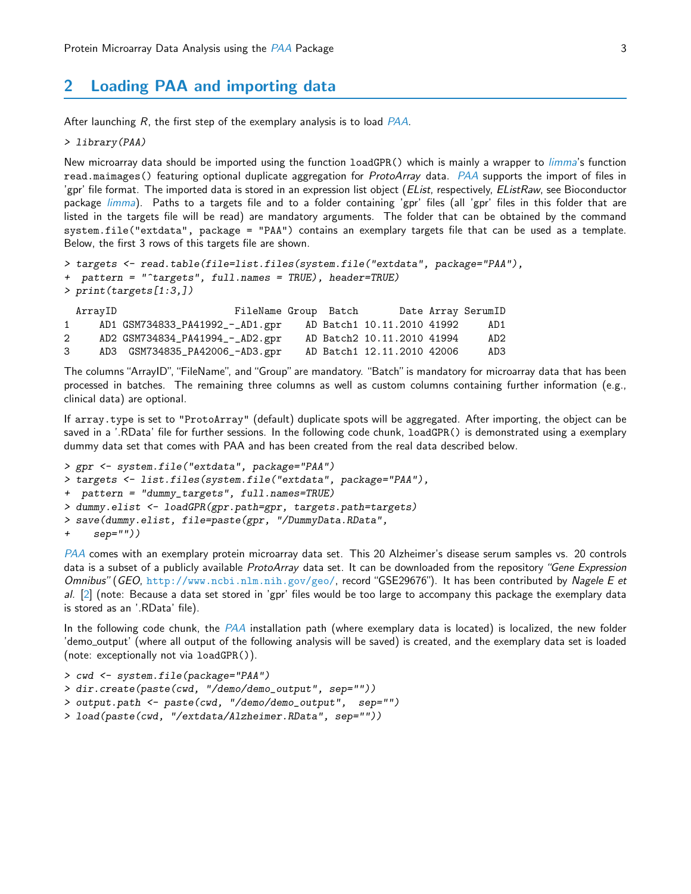## 2 Loading PAA and importing data

After launching *R*, the first step of the exemplary analysis is to load *PAA*.

```
> library(PAA)
```

New microarray data should be imported using the function loadGPR() which is mainly a wrapper to *limma*'s function read.maimages() featuring optional duplicate aggregation for *ProtoArray* data. *PAA* supports the import of files in 'gpr' file format. The imported data is stored in an expression list object (*EList*, respectively, *EListRaw*, see Bioconductor package *limma*). Paths to a targets file and to a folder containing 'gpr' files (all 'gpr' files in this folder that are listed in the targets file will be read) are mandatory arguments. The folder that can be obtained by the command system.file("extdata", package = "PAA") contains an exemplary targets file that can be used as a template. Below, the first 3 rows of this targets file are shown.

```
> targets <- read.table(file=list.files(system.file("extdata", package="PAA"),
+  pattern = "^targets", full.names = TRUE), header=TRUE)
> print(targets[1:3,])
```

```
  ArrayID                    FileName Group  Batch       Date Array SerumID
1     AD1 GSM734833_PA41992_-_AD1.gpr    AD Batch1 10.11.2010 41992     AD1
2     AD2 GSM734834_PA41994_-_AD2.gpr    AD Batch2 10.11.2010 41994     AD2
3     AD3  GSM734835_PA42006_-AD3.gpr    AD Batch1 12.11.2010 42006     AD3
```

The columns "ArrayID", "FileName", and "Group" are mandatory. "Batch" is mandatory for microarray data that has been processed in batches. The remaining three columns as well as custom columns containing further information (e.g., clinical data) are optional.

If array.type is set to "ProtoArray" (default) duplicate spots will be aggregated. After importing, the object can be saved in a '.RData' file for further sessions. In the following code chunk, loadGPR() is demonstrated using a exemplary dummy data set that comes with PAA and has been created from the real data described below.

```
> gpr <- system.file("extdata", package="PAA")
> targets <- list.files(system.file("extdata", package="PAA"),
+  pattern = "dummy_targets", full.names=TRUE)
> dummy.elist <- loadGPR(gpr.path=gpr, targets.path=targets)
> save(dummy.elist, file=paste(gpr, "/DummyData.RData",
+    sep=""))
```

*PAA* comes with an exemplary protein microarray data set. This 20 Alzheimer's disease serum samples vs. 20 controls data is a subset of a publicly available *ProtoArray* data set. It can be downloaded from the repository *"Gene Expression Omnibus"* (*GEO*, http://www.ncbi.nlm.nih.gov/geo/, record "GSE29676"). It has been contributed by *Nagele E et al.* [2] (note: Because a data set stored in 'gpr' files would be too large to accompany this package the exemplary data is stored as an '.RData' file).

In the following code chunk, the *PAA* installation path (where exemplary data is located) is localized, the new folder 'demo_output' (where all output of the following analysis will be saved) is created, and the exemplary data set is loaded (note: exceptionally not via loadGPR()).

```
> cwd <- system.file(package="PAA")
> dir.create(paste(cwd, "/demo/demo_output", sep=""))
> output.path <- paste(cwd, "/demo/demo_output",  sep="")
> load(paste(cwd, "/extdata/Alzheimer.RData", sep=""))
```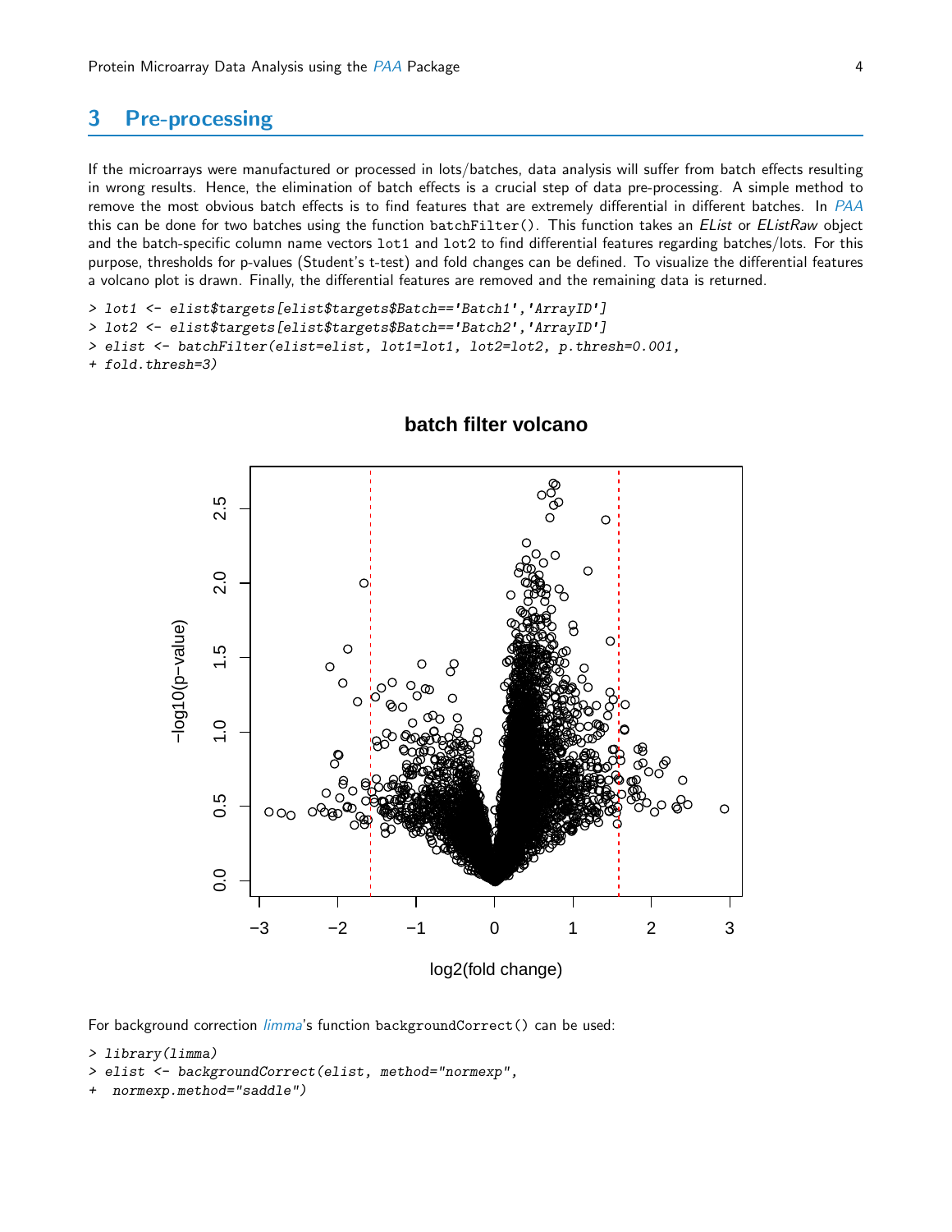## 3 Pre-processing

If the microarrays were manufactured or processed in lots/batches, data analysis will suffer from batch effects resulting in wrong results. Hence, the elimination of batch effects is a crucial step of data pre-processing. A simple method to remove the most obvious batch effects is to find features that are extremely differential in different batches. In *PAA* this can be done for two batches using the function `batchFilter()`. This function takes an *EList* or *EListRaw* object and the batch-specific column name vectors `lot1` and `lot2` to find differential features regarding batches/lots. For this purpose, thresholds for p-values (Student's t-test) and fold changes can be defined. To visualize the differential features a volcano plot is drawn. Finally, the differential features are removed and the remaining data is returned.

```
> lot1 <- elist$targets[elist$targets$Batch=='Batch1','ArrayID']
> lot2 <- elist$targets[elist$targets$Batch=='Batch2','ArrayID']
> elist <- batchFilter(elist=elist, lot1=lot1, lot2=lot2, p.thresh=0.001,
+ fold.thresh=3)
```

For background correction *limma*'s function `backgroundCorrect()` can be used:

```
> library(limma)
> elist <- backgroundCorrect(elist, method="normexp",
+  normexp.method="saddle")
```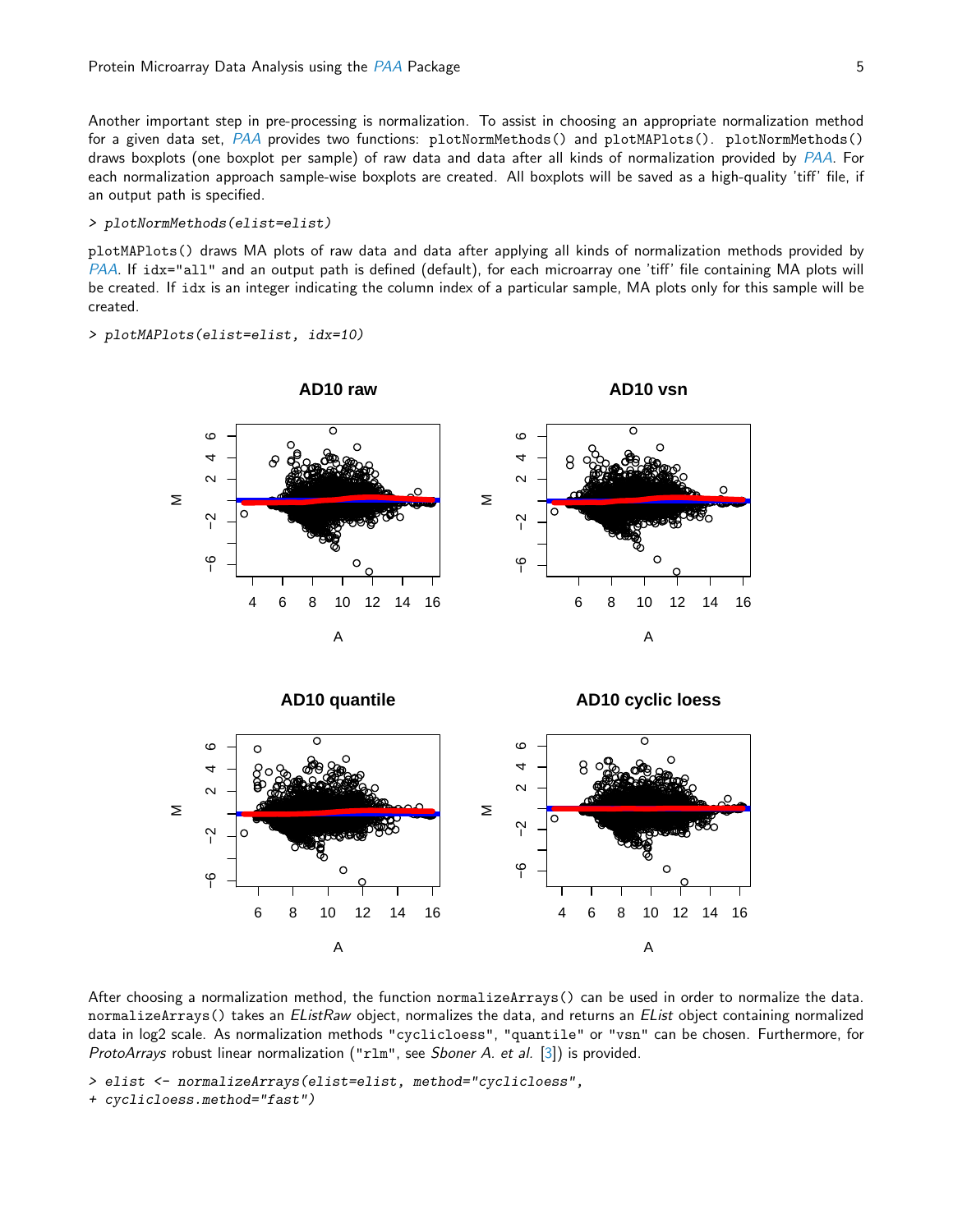Another important step in pre-processing is normalization. To assist in choosing an appropriate normalization method for a given data set, *PAA* provides two functions: `plotNormMethods()` and `plotMAPlots()`. `plotNormMethods()` draws boxplots (one boxplot per sample) of raw data and data after all kinds of normalization provided by *PAA*. For each normalization approach sample-wise boxplots are created. All boxplots will be saved as a high-quality 'tiff' file, if an output path is specified.

```
> plotNormMethods(elist=elist)
```

`plotMAPlots()` draws MA plots of raw data and data after applying all kinds of normalization methods provided by *PAA*. If `idx="all"` and an output path is defined (default), for each microarray one 'tiff' file containing MA plots will be created. If `idx` is an integer indicating the column index of a particular sample, MA plots only for this sample will be created.

```
> plotMAPlots(elist=elist, idx=10)
```

After choosing a normalization method, the function `normalizeArrays()` can be used in order to normalize the data. `normalizeArrays()` takes an *EListRaw* object, normalizes the data, and returns an *EList* object containing normalized data in log2 scale. As normalization methods `"cyclicloess"`, `"quantile"` or `"vsn"` can be chosen. Furthermore, for *ProtoArrays* robust linear normalization (`"rlm"`, see *Sboner A. et al.* [3]) is provided.

```
> elist <- normalizeArrays(elist=elist, method="cyclicloess",
+ cyclicloess.method="fast")
```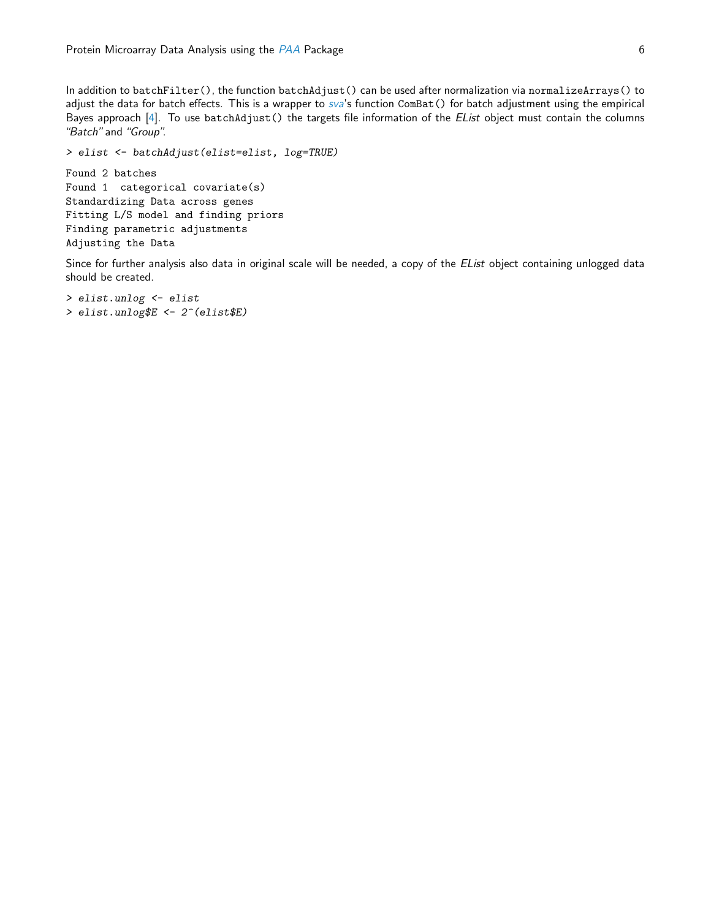In addition to `batchFilter()`, the function `batchAdjust()` can be used after normalization via `normalizeArrays()` to adjust the data for batch effects. This is a wrapper to *sva*'s function `ComBat()` for batch adjustment using the empirical Bayes approach [4]. To use `batchAdjust()` the targets file information of the *EList* object must contain the columns *"Batch"* and *"Group"*.

```
> elist <- batchAdjust(elist=elist, log=TRUE)
```

```
Found 2 batches
Found 1  categorical covariate(s)
Standardizing Data across genes
Fitting L/S model and finding priors
Finding parametric adjustments
Adjusting the Data
```

Since for further analysis also data in original scale will be needed, a copy of the *EList* object containing unlogged data should be created.

```
> elist.unlog <- elist
> elist.unlog$E <- 2^(elist$E)
```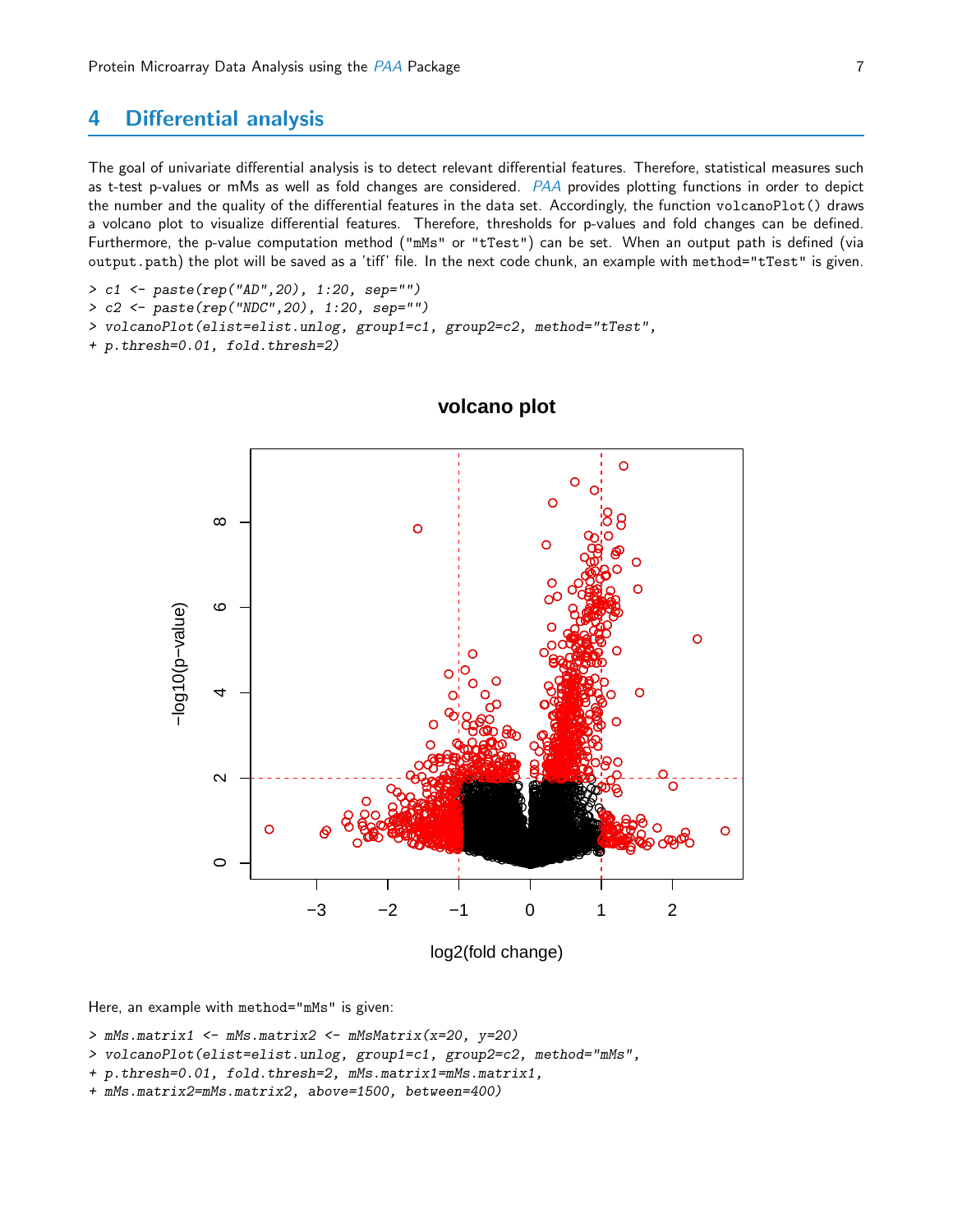## 4 Differential analysis

The goal of univariate differential analysis is to detect relevant differential features. Therefore, statistical measures such as t-test p-values or mMs as well as fold changes are considered. *PAA* provides plotting functions in order to depict the number and the quality of the differential features in the data set. Accordingly, the function `volcanoPlot()` draws a volcano plot to visualize differential features. Therefore, thresholds for p-values and fold changes can be defined. Furthermore, the p-value computation method (`"mMs"` or `"tTest"`) can be set. When an output path is defined (via `output.path`) the plot will be saved as a 'tiff' file. In the next code chunk, an example with `method="tTest"` is given.

```
> c1 <- paste(rep("AD",20), 1:20, sep="")
> c2 <- paste(rep("NDC",20), 1:20, sep="")
> volcanoPlot(elist=elist.unlog, group1=c1, group2=c2, method="tTest",
+ p.thresh=0.01, fold.thresh=2)
```

Here, an example with `method="mMs"` is given:

```
> mMs.matrix1 <- mMs.matrix2 <- mMsMatrix(x=20, y=20)
> volcanoPlot(elist=elist.unlog, group1=c1, group2=c2, method="mMs",
+ p.thresh=0.01, fold.thresh=2, mMs.matrix1=mMs.matrix1,
+ mMs.matrix2=mMs.matrix2, above=1500, between=400)
```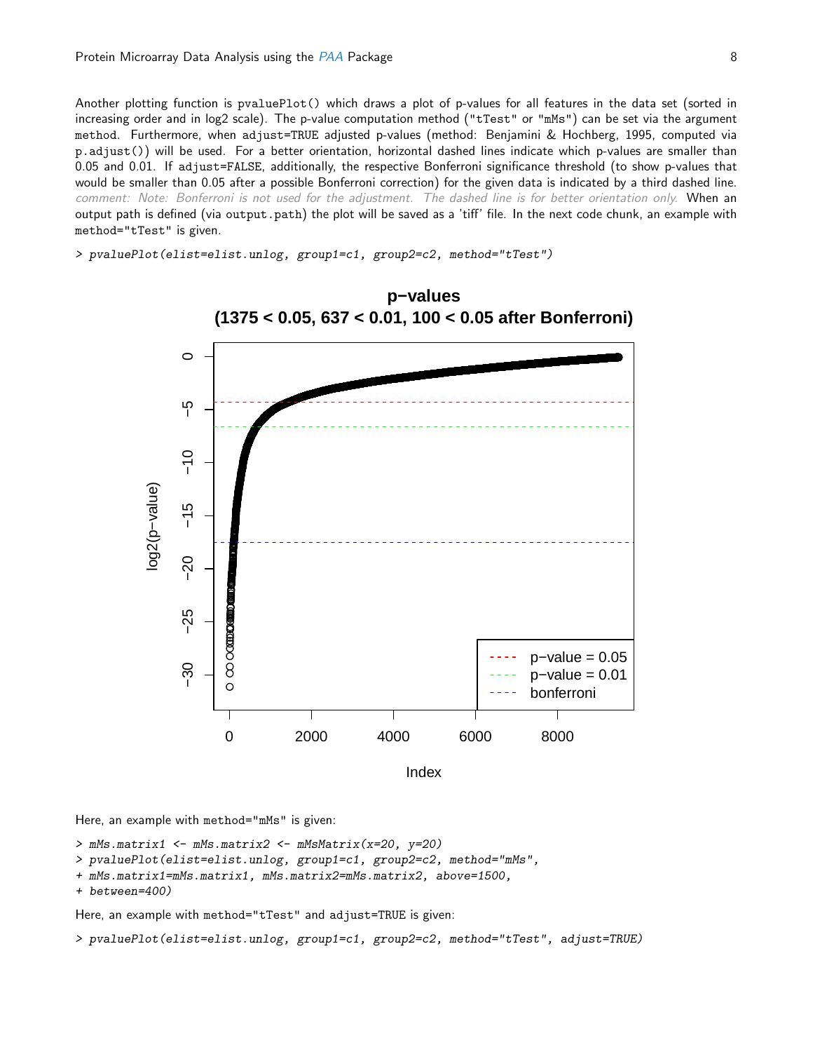Another plotting function is pvaluePlot() which draws a plot of p-values for all features in the data set (sorted in increasing order and in log2 scale). The p-value computation method ("tTest" or "mMs") can be set via the argument method. Furthermore, when adjust=TRUE adjusted p-values (method: Benjamini & Hochberg, 1995, computed via p.adjust()) will be used. For a better orientation, horizontal dashed lines indicate which p-values are smaller than 0.05 and 0.01. If adjust=FALSE, additionally, the respective Bonferroni significance threshold (to show p-values that would be smaller than 0.05 after a possible Bonferroni correction) for the given data is indicated by a third dashed line. *comment: Note: Bonferroni is not used for the adjustment. The dashed line is for better orientation only.* When an output path is defined (via output.path) the plot will be saved as a 'tiff' file. In the next code chunk, an example with method="tTest" is given.

```
> pvaluePlot(elist=elist.unlog, group1=c1, group2=c2, method="tTest")
```

Here, an example with method="mMs" is given:

```
> mMs.matrix1 <- mMs.matrix2 <- mMsMatrix(x=20, y=20)
> pvaluePlot(elist=elist.unlog, group1=c1, group2=c2, method="mMs",
+ mMs.matrix1=mMs.matrix1, mMs.matrix2=mMs.matrix2, above=1500,
+ between=400)
```

Here, an example with method="tTest" and adjust=TRUE is given:

```
> pvaluePlot(elist=elist.unlog, group1=c1, group2=c2, method="tTest", adjust=TRUE)
```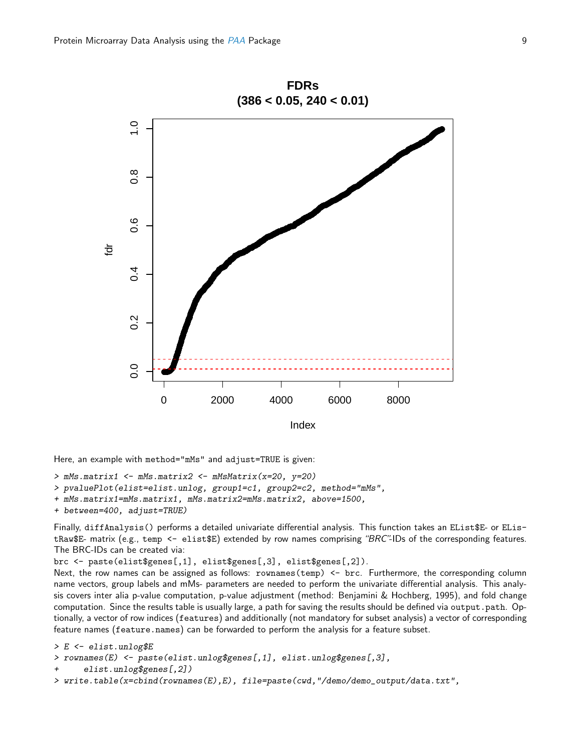Here, an example with method="mMs" and adjust=TRUE is given:

```
> mMs.matrix1 <- mMs.matrix2 <- mMsMatrix(x=20, y=20)
> pvaluePlot(elist=elist.unlog, group1=c1, group2=c2, method="mMs",
+ mMs.matrix1=mMs.matrix1, mMs.matrix2=mMs.matrix2, above=1500,
+ between=400, adjust=TRUE)
```

Finally, diffAnalysis() performs a detailed univariate differential analysis. This function takes an EList$E- or EListRaw$E- matrix (e.g., temp <- elist$E) extended by row names comprising *"BRC"*-IDs of the corresponding features. The BRC-IDs can be created via:

brc <- paste(elist$genes[,1], elist$genes[,3], elist$genes[,2]).

Next, the row names can be assigned as follows: rownames(temp) <- brc. Furthermore, the corresponding column name vectors, group labels and mMs- parameters are needed to perform the univariate differential analysis. This analysis covers inter alia p-value computation, p-value adjustment (method: Benjamini & Hochberg, 1995), and fold change computation. Since the results table is usually large, a path for saving the results should be defined via output.path. Optionally, a vector of row indices (features) and additionally (not mandatory for subset analysis) a vector of corresponding feature names (feature.names) can be forwarded to perform the analysis for a feature subset.

```
> E <- elist.unlog$E
> rownames(E) <- paste(elist.unlog$genes[,1], elist.unlog$genes[,3],
+     elist.unlog$genes[,2])
> write.table(x=cbind(rownames(E),E), file=paste(cwd,"/demo/demo_output/data.txt",
```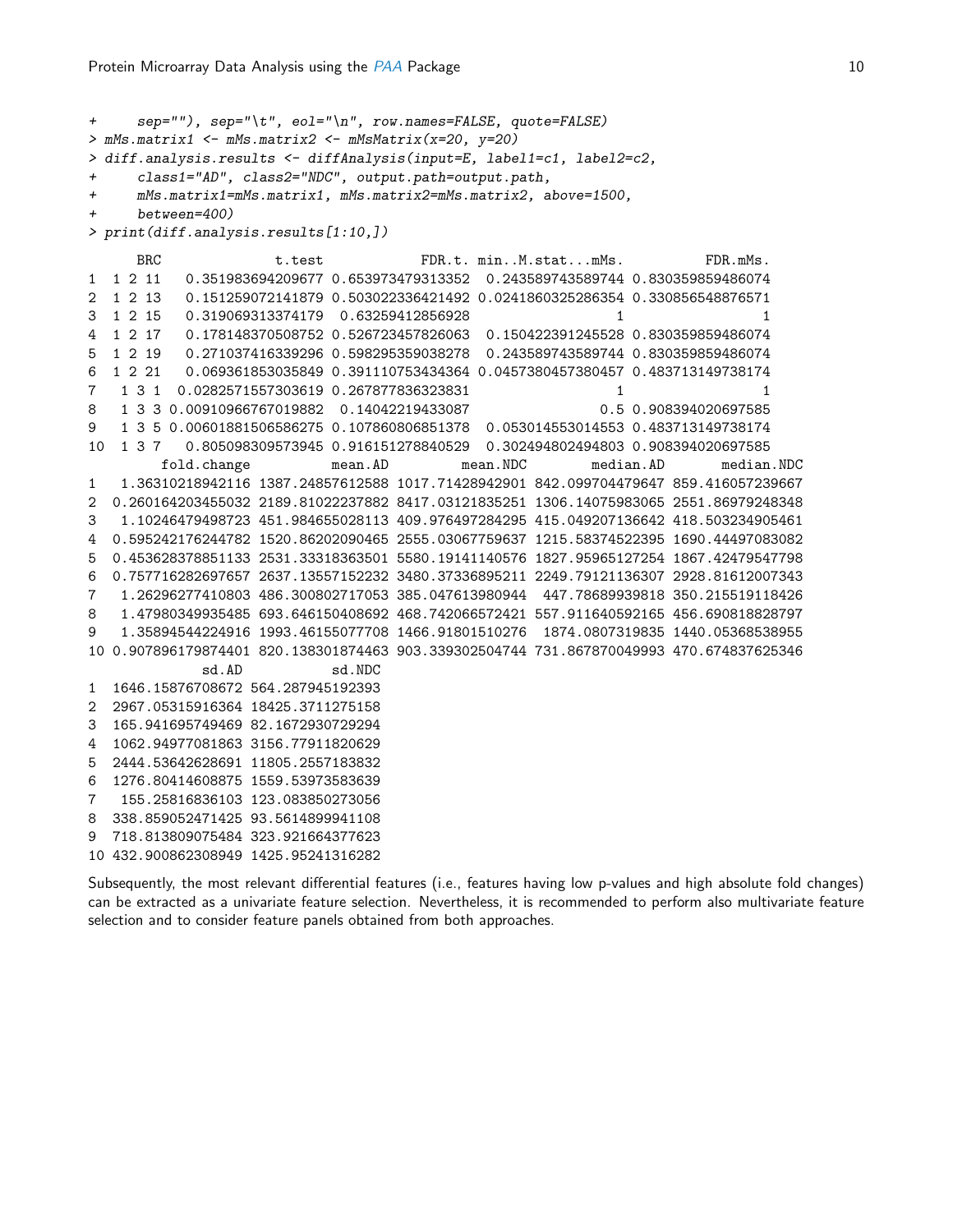```
+     sep=""), sep="\t", eol="\n", row.names=FALSE, quote=FALSE)
> mMs.matrix1 <- mMs.matrix2 <- mMsMatrix(x=20, y=20)
> diff.analysis.results <- diffAnalysis(input=E, label1=c1, label2=c2,
+     class1="AD", class2="NDC", output.path=output.path,
+     mMs.matrix1=mMs.matrix1, mMs.matrix2=mMs.matrix2, above=1500,
+     between=400)
> print(diff.analysis.results[1:10,])
```

```
      BRC              t.test            FDR.t. min..M.stat...mMs.          FDR.mMs.
1  1 2 11   0.351983694209677 0.653973479313352  0.243589743589744 0.830359859486074
2  1 2 13   0.151259072141879 0.503022336421492 0.0241860325286354 0.330856548876571
3  1 2 15   0.319069313374179  0.63259412856928                  1                 1
4  1 2 17   0.178148370508752 0.526723457826063  0.150422391245528 0.830359859486074
5  1 2 19   0.271037416339296 0.598295359038278  0.243589743589744 0.830359859486074
6  1 2 21   0.069361853035849 0.391110753434364 0.0457380457380457 0.483713149738174
7   1 3 1  0.0282571557303619 0.267877836323831                  1                 1
8   1 3 3 0.00910966767019882  0.14042219433087                0.5 0.908394020697585
9   1 3 5 0.00601881506586275 0.107860806851378  0.053014553014553 0.483713149738174
10  1 3 7   0.805098309573945 0.916151278840529  0.302494802494803 0.908394020697585
         fold.change          mean.AD         mean.NDC        median.AD       median.NDC
1   1.36310218942116 1387.24857612588 1017.71428942901 842.099704479647 859.416057239667
2  0.260164203455032 2189.81022237882 8417.03121835251 1306.14075983065 2551.86979248348
3   1.10246479498723 451.984655028113 409.976497284295 415.049207136642 418.503234905461
4  0.595242176244782 1520.86202090465 2555.03067759637 1215.58374522395 1690.44497083082
5  0.453628378851133 2531.33318363501 5580.19141140576 1827.95965127254 1867.42479547798
6  0.757716282697657 2637.13557152232 3480.37336895211 2249.79121136307 2928.81612007343
7   1.26296277410803 486.300802717053 385.047613980944  447.78689939818 350.215519118426
8   1.47980349935485 693.646150408692 468.742066572421 557.911640592165 456.690818828797
9   1.35894544224916 1993.46155077708 1466.91801510276  1874.0807319835 1440.05368538955
10 0.907896179874401 820.138301874463 903.339302504744 731.867870049993 470.674837625346
             sd.AD           sd.NDC
1  1646.15876708672 564.287945192393
2  2967.05315916364 18425.3711275158
3  165.941695749469 82.1672930729294
4  1062.94977081863 3156.77911820629
5  2444.53642628691 11805.2557183832
6  1276.80414608875 1559.53973583639
7   155.25816836103 123.083850273056
8  338.859052471425 93.5614899941108
9  718.813809075484 323.921664377623
10 432.900862308949 1425.95241316282
```

Subsequently, the most relevant differential features (i.e., features having low p-values and high absolute fold changes) can be extracted as a univariate feature selection. Nevertheless, it is recommended to perform also multivariate feature selection and to consider feature panels obtained from both approaches.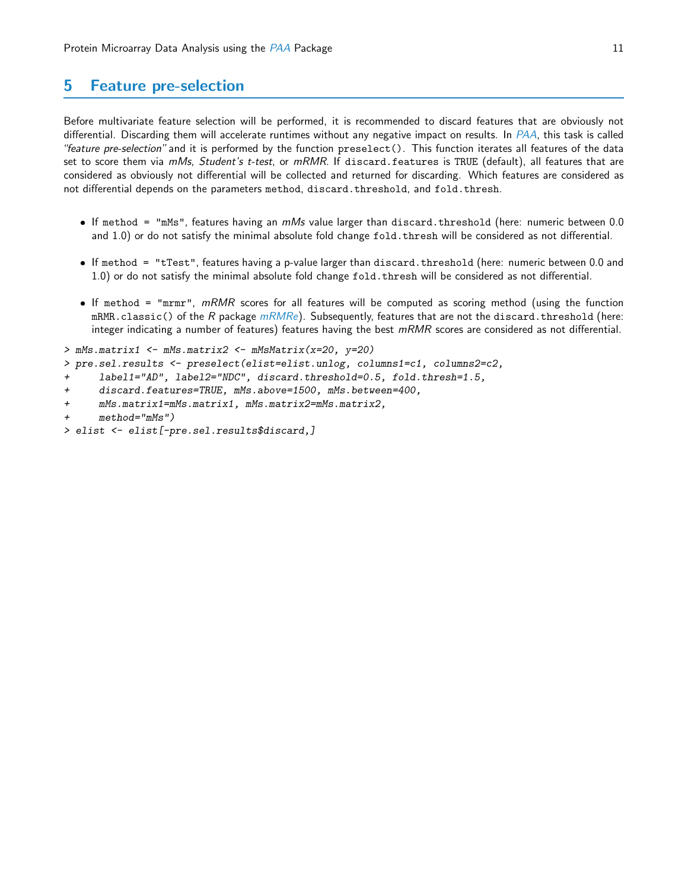# 5 Feature pre-selection

Before multivariate feature selection will be performed, it is recommended to discard features that are obviously not differential. Discarding them will accelerate runtimes without any negative impact on results. In *PAA*, this task is called *"feature pre-selection"* and it is performed by the function `preselect()`. This function iterates all features of the data set to score them via *mMs*, *Student's t-test*, or *mRMR*. If `discard.features` is `TRUE` (default), all features that are considered as obviously not differential will be collected and returned for discarding. Which features are considered as not differential depends on the parameters `method`, `discard.threshold`, and `fold.thresh`.

- If `method = "mMs"`, features having an *mMs* value larger than `discard.threshold` (here: numeric between 0.0 and 1.0) or do not satisfy the minimal absolute fold change `fold.thresh` will be considered as not differential.
- If `method = "tTest"`, features having a p-value larger than `discard.threshold` (here: numeric between 0.0 and 1.0) or do not satisfy the minimal absolute fold change `fold.thresh` will be considered as not differential.
- If `method = "mrmr"`, *mRMR* scores for all features will be computed as scoring method (using the function `mRMR.classic()` of the *R* package *mRMRe*). Subsequently, features that are not the `discard.threshold` (here: integer indicating a number of features) features having the best *mRMR* scores are considered as not differential.

```
> mMs.matrix1 <- mMs.matrix2 <- mMsMatrix(x=20, y=20)
> pre.sel.results <- preselect(elist=elist.unlog, columns1=c1, columns2=c2,
+     label1="AD", label2="NDC", discard.threshold=0.5, fold.thresh=1.5,
+     discard.features=TRUE, mMs.above=1500, mMs.between=400,
+     mMs.matrix1=mMs.matrix1, mMs.matrix2=mMs.matrix2,
+     method="mMs")
> elist <- elist[-pre.sel.results$discard,]
```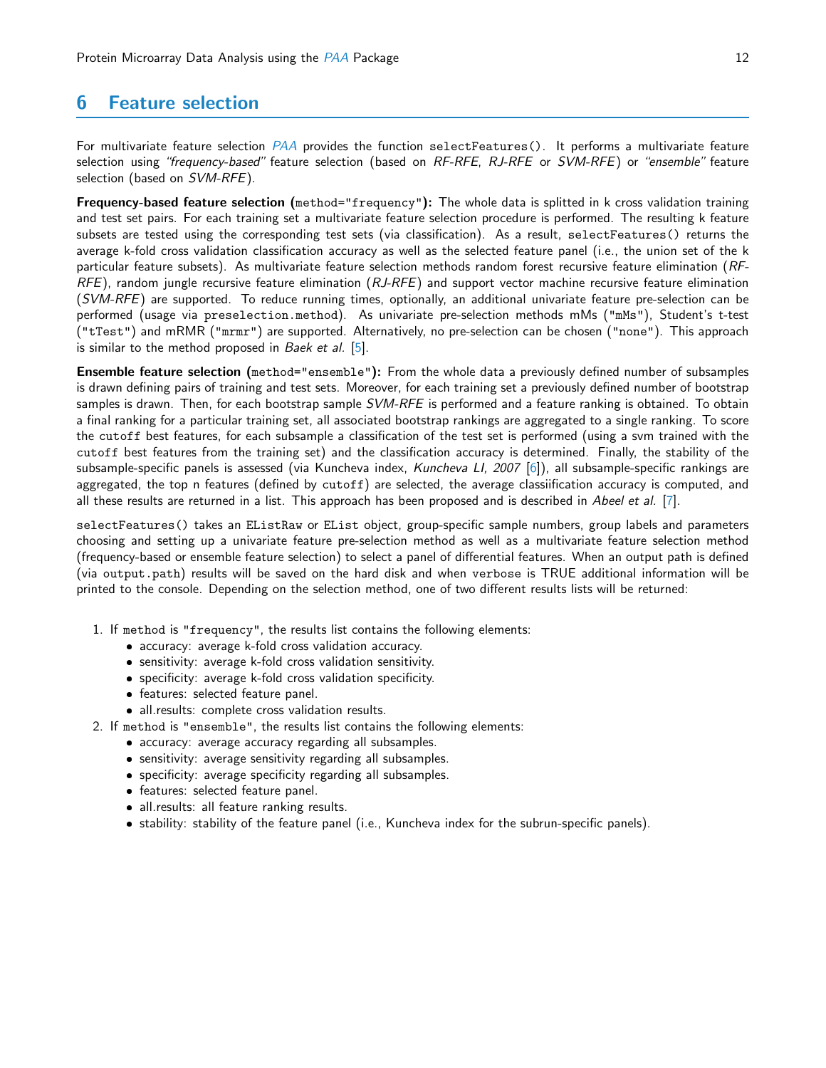## 6 Feature selection

For multivariate feature selection *PAA* provides the function `selectFeatures()`. It performs a multivariate feature selection using *"frequency-based"* feature selection (based on *RF-RFE*, *RJ-RFE* or *SVM-RFE*) or *"ensemble"* feature selection (based on *SVM-RFE*).

**Frequency-based feature selection (`method="frequency"`):** The whole data is splitted in k cross validation training and test set pairs. For each training set a multivariate feature selection procedure is performed. The resulting k feature subsets are tested using the corresponding test sets (via classification). As a result, `selectFeatures()` returns the average k-fold cross validation classification accuracy as well as the selected feature panel (i.e., the union set of the k particular feature subsets). As multivariate feature selection methods random forest recursive feature elimination (*RF-RFE*), random jungle recursive feature elimination (*RJ-RFE*) and support vector machine recursive feature elimination (*SVM-RFE*) are supported. To reduce running times, optionally, an additional univariate feature pre-selection can be performed (usage via `preselection.method`). As univariate pre-selection methods mMs (`"mMs"`), Student's t-test (`"tTest"`) and mRMR (`"mrmr"`) are supported. Alternatively, no pre-selection can be chosen (`"none"`). This approach is similar to the method proposed in *Baek et al.* [5].

**Ensemble feature selection (`method="ensemble"`):** From the whole data a previously defined number of subsamples is drawn defining pairs of training and test sets. Moreover, for each training set a previously defined number of bootstrap samples is drawn. Then, for each bootstrap sample *SVM-RFE* is performed and a feature ranking is obtained. To obtain a final ranking for a particular training set, all associated bootstrap rankings are aggregated to a single ranking. To score the `cutoff` best features, for each subsample a classification of the test set is performed (using a svm trained with the `cutoff` best features from the training set) and the classification accuracy is determined. Finally, the stability of the subsample-specific panels is assessed (via Kuncheva index, *Kuncheva LI, 2007* [6]), all subsample-specific rankings are aggregated, the top n features (defined by `cutoff`) are selected, the average classiification accuracy is computed, and all these results are returned in a list. This approach has been proposed and is described in *Abeel et al.* [7].

`selectFeatures()` takes an `EListRaw` or `EList` object, group-specific sample numbers, group labels and parameters choosing and setting up a univariate feature pre-selection method as well as a multivariate feature selection method (frequency-based or ensemble feature selection) to select a panel of differential features. When an output path is defined (via `output.path`) results will be saved on the hard disk and when `verbose` is TRUE additional information will be printed to the console. Depending on the selection method, one of two different results lists will be returned:

1. If `method` is `"frequency"`, the results list contains the following elements:
   - accuracy: average k-fold cross validation accuracy.
   - sensitivity: average k-fold cross validation sensitivity.
   - specificity: average k-fold cross validation specificity.
   - features: selected feature panel.
   - all.results: complete cross validation results.
2. If `method` is `"ensemble"`, the results list contains the following elements:
   - accuracy: average accuracy regarding all subsamples.
   - sensitivity: average sensitivity regarding all subsamples.
   - specificity: average specificity regarding all subsamples.
   - features: selected feature panel.
   - all.results: all feature ranking results.
   - stability: stability of the feature panel (i.e., Kuncheva index for the subrun-specific panels).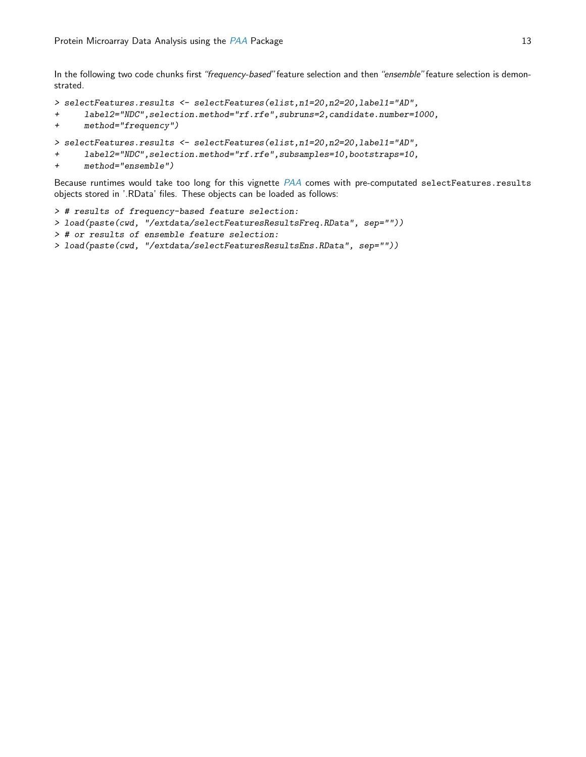In the following two code chunks first *"frequency-based"* feature selection and then *"ensemble"* feature selection is demonstrated.

```
> selectFeatures.results <- selectFeatures(elist,n1=20,n2=20,label1="AD",
+     label2="NDC",selection.method="rf.rfe",subruns=2,candidate.number=1000,
+     method="frequency")
```

```
> selectFeatures.results <- selectFeatures(elist,n1=20,n2=20,label1="AD",
+     label2="NDC",selection.method="rf.rfe",subsamples=10,bootstraps=10,
+     method="ensemble")
```

Because runtimes would take too long for this vignette *PAA* comes with pre-computed `selectFeatures.results` objects stored in '.RData' files. These objects can be loaded as follows:

```
> # results of frequency-based feature selection:
> load(paste(cwd, "/extdata/selectFeaturesResultsFreq.RData", sep=""))
> # or results of ensemble feature selection:
> load(paste(cwd, "/extdata/selectFeaturesResultsEns.RData", sep=""))
```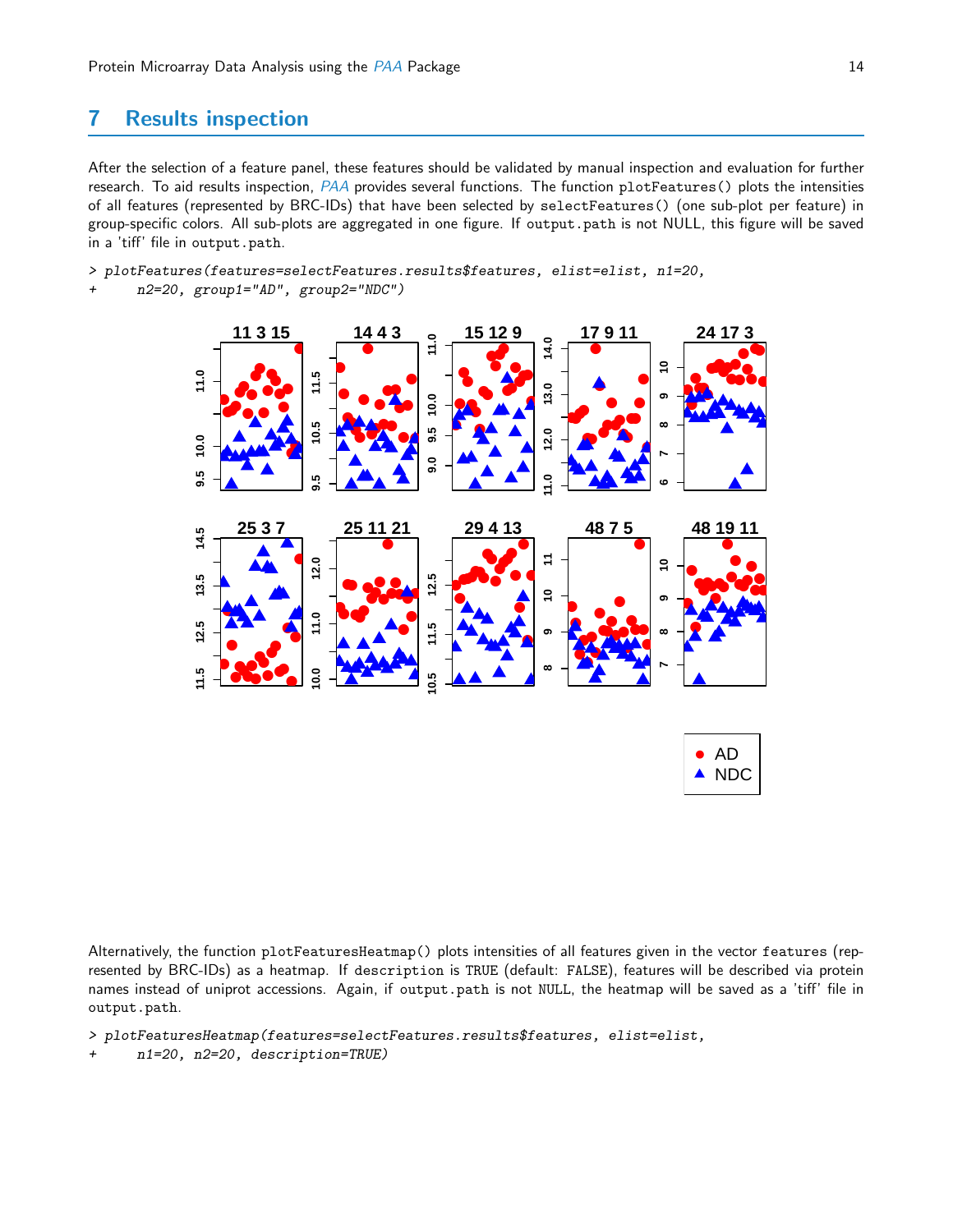## 7 Results inspection

After the selection of a feature panel, these features should be validated by manual inspection and evaluation for further research. To aid results inspection, *PAA* provides several functions. The function `plotFeatures()` plots the intensities of all features (represented by BRC-IDs) that have been selected by `selectFeatures()` (one sub-plot per feature) in group-specific colors. All sub-plots are aggregated in one figure. If `output.path` is not NULL, this figure will be saved in a 'tiff' file in `output.path`.

```
> plotFeatures(features=selectFeatures.results$features, elist=elist, n1=20,
+     n2=20, group1="AD", group2="NDC")
```

Alternatively, the function `plotFeaturesHeatmap()` plots intensities of all features given in the vector `features` (represented by BRC-IDs) as a heatmap. If `description` is `TRUE` (default: `FALSE`), features will be described via protein names instead of uniprot accessions. Again, if `output.path` is not `NULL`, the heatmap will be saved as a 'tiff' file in `output.path`.

```
> plotFeaturesHeatmap(features=selectFeatures.results$features, elist=elist,
+     n1=20, n2=20, description=TRUE)
```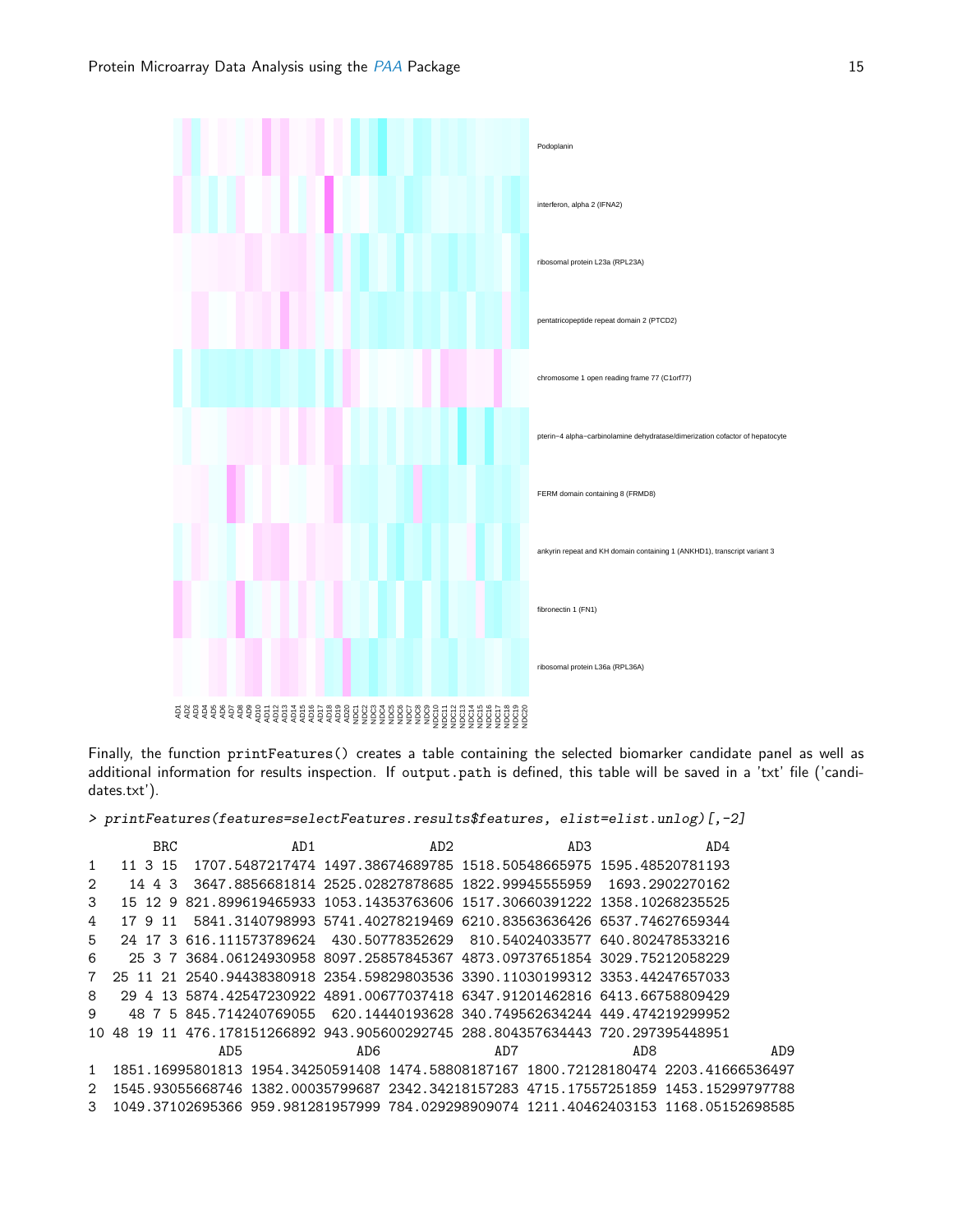Finally, the function `printFeatures()` creates a table containing the selected biomarker candidate panel as well as additional information for results inspection. If `output.path` is defined, this table will be saved in a 'txt' file ('candidates.txt').

```
> printFeatures(features=selectFeatures.results$features, elist=elist.unlog)[,-2]

        BRC              AD1              AD2              AD3              AD4
1    11 3 15  1707.5487217474 1497.38674689785 1518.50548665975 1595.48520781193
2     14 4 3  3647.8856681814 2525.02827878685 1822.99945555959  1693.2902270162
3    15 12 9 821.899619465933 1053.14353763606 1517.30660391222 1358.10268235525
4    17 9 11  5841.3140798993 5741.40278219469 6210.83563636426 6537.74627659344
5    24 17 3 616.111573789624  430.50778352629  810.54024033577 640.802478533216
6     25 3 7 3684.06124930958 8097.25857845367 4873.09737651854 3029.75212058229
7   25 11 21 2540.94438380918 2354.59829803536 3390.11030199312 3353.44247657033
8    29 4 13 5874.42547230922 4891.00677037418 6347.91201462816 6413.66758809429
9     48 7 5 845.714240769055  620.14440193628 340.749562634244 449.474219299952
10  48 19 11 476.178151266892 943.905600292745 288.804357634443 720.297395448951
               AD5              AD6              AD7              AD8              AD9
1  1851.16995801813 1954.34250591408 1474.58808187167 1800.72128180474 2203.41666536497
2  1545.93055668746 1382.00035799687 2342.34218157283 4715.17557251859 1453.15299797788
3  1049.37102695366 959.981281957999 784.029298909074 1211.40462403153 1168.05152698585
```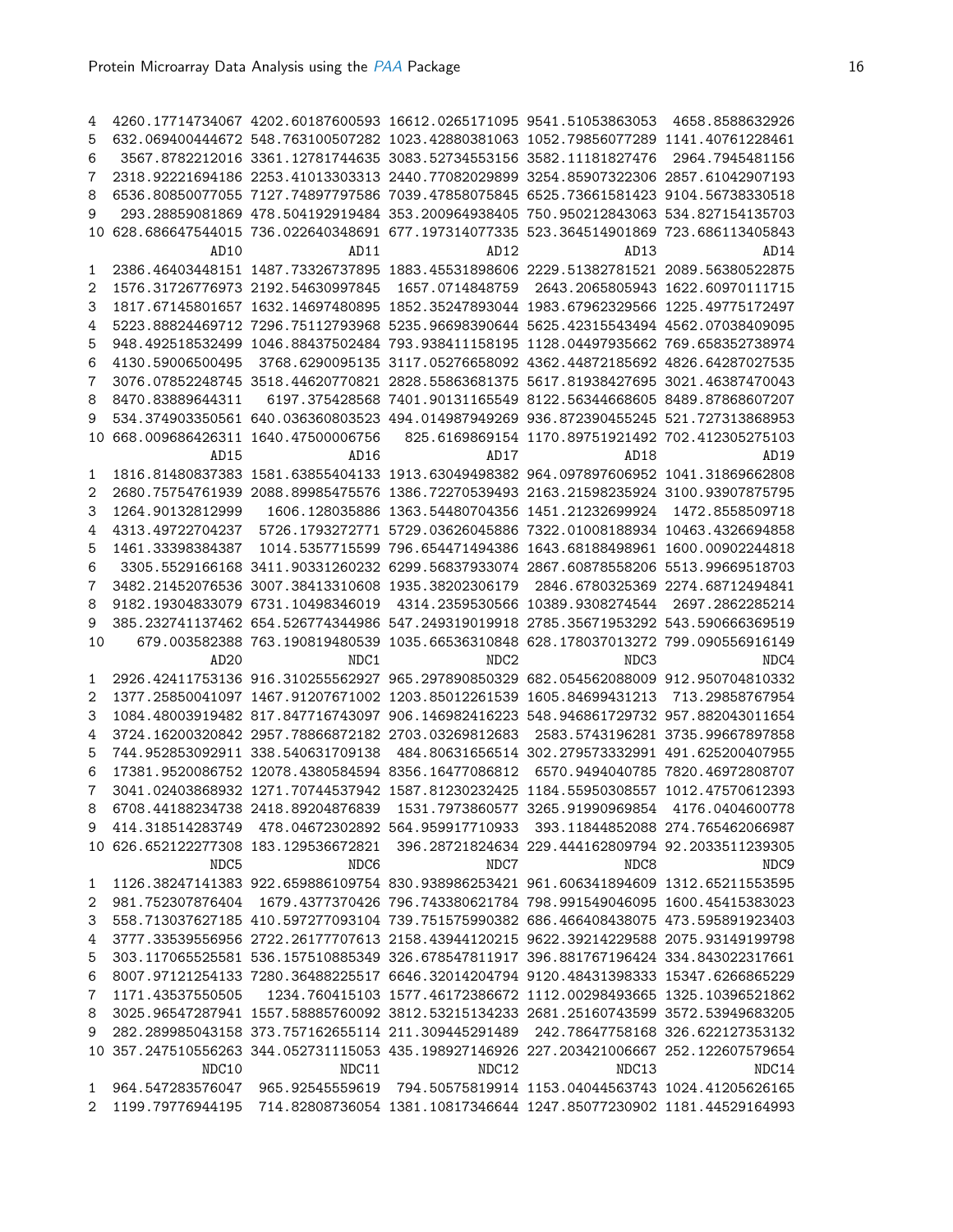```
4  4260.17714734067 4202.60187600593 16612.0265171095 9541.51053863053  4658.8588632926
5  632.069400444672 548.763100507282 1023.42880381063 1052.79856077289 1141.40761228461
6   3567.8782212016 3361.12781744635 3083.52734553156 3582.11181827476  2964.7945481156
7  2318.92221694186 2253.41013303313 2440.77082029899 3254.85907322306 2857.61042907193
8  6536.80850077055 7127.74897797586 7039.47858075845 6525.73661581423 9104.56738330518
9   293.28859081869 478.504192919484 353.200964938405 750.950212843063 534.827154135703
10 628.686647544015 736.022640348691 677.197314077335 523.364514901869 723.686113405843
               AD10             AD11             AD12             AD13             AD14
1  2386.46403448151 1487.73326737895 1883.45531898606 2229.51382781521 2089.56380522875
2  1576.31726776973 2192.54630997845  1657.0714848759  2643.2065805943 1622.60970111715
3  1817.67145801657 1632.14697480895 1852.35247893044 1983.67962329566 1225.49775172497
4  5223.88824469712 7296.75112793968 5235.96698390644 5625.42315543494 4562.07038409095
5  948.492518532499 1046.88437502484 793.938411158195 1128.04497935662 769.658352738974
6  4130.59006500495  3768.6290095135 3117.05276658092 4362.44872185692 4826.64287027535
7  3076.07852248745 3518.44620770821 2828.55863681375 5617.81938427695 3021.46387470043
8   8470.83889644311   6197.375428568 7401.90131165549 8122.56344668605 8489.87868607207
9  534.374903350561 640.036360803523 494.014987949269 936.872390455245 521.727313868953
10 668.009686426311 1640.47500006756  825.6169869154 1170.89751921492 702.412305275103
               AD15             AD16             AD17             AD18             AD19
1  1816.81480837383 1581.63855404133 1913.63049498382 964.097897606952 1041.31869662808
2  2680.75754761939 2088.89985475576 1386.72270539493 2163.21598235924 3100.93907875795
3   1264.90132812999   1606.128035886 1363.54480704356 1451.21232699924  1472.8558509718
4  4313.49722704237  5726.1793272771 5729.03626045886 7322.01008188934 10463.4326694858
5  1461.33398384387  1014.5357715599 796.654471494386 1643.68188498961 1600.00902244818
6   3305.5529166168 3411.90331260232 6299.56837933074 2867.60878558206 5513.99669518703
7  3482.21452076536 3007.38413310608 1935.38202306179  2846.6780325369 2274.68712494841
8  9182.19304833079 6731.10498346019  4314.2359530566 10389.9308274544  2697.2862285214
9  385.232741137462 654.526774344986 547.249319019918 2785.35671953292 543.590666369519
10    679.003582388 763.190819480539 1035.66536310848 628.178037013272 799.090556916149
               AD20             NDC1             NDC2             NDC3             NDC4
1  2926.42411753136 916.310255562927 965.297890850329 682.054562088009 912.950704810332
2  1377.25850041097 1467.91207671002 1203.85012261539 1605.84699431213  713.29858767954
3  1084.48003919482 817.847716743097 906.146982416223 548.946861729732 957.882043011654
4  3724.16200320842 2957.78866872182 2703.03269812683  2583.5743196281 3735.99667897858
5  744.952853092911 338.540631709138  484.80631656514 302.279573332991 491.625200407955
6  17381.9520086752 12078.4380584594 8356.16477086812  6570.9494040785 7820.46972808707
7  3041.02403868932 1271.70744537942 1587.81230232425 1184.55950308557 1012.47570612393
8  6708.44188234738 2418.89204876839  1531.7973860577 3265.91990969854  4176.0404600778
9   414.318514283749  478.04672302892 564.959917710933  393.11844852088 274.765462066987
10 626.652122277308 183.129536672821  396.28721824634 229.444162809794 92.2033511239305
               NDC5             NDC6             NDC7             NDC8             NDC9
1  1126.38247141383 922.659886109754 830.938986253421 961.606341894609 1312.65211553595
2   981.752307876404  1679.4377370426 796.743380621784 798.991549046095 1600.45415383023
3  558.713037627185 410.597277093104 739.751575990382 686.466408438075 473.595891923403
4  3777.33539556956 2722.26177707613 2158.43944120215 9622.39214229588 2075.93149199798
5  303.117065525581 536.157510885349 326.678547811917 396.881767196424 334.843022317661
6  8007.97121254133 7280.36488225517 6646.32014204794 9120.48431398333 15347.6266865229
7   1171.43537550505   1234.760415103 1577.46172386672 1112.00298493665 1325.10396521862
8  3025.96547287941 1557.58885760092 3812.53215134233 2681.25160743599 3572.53949683205
9  282.289985043158 373.757162655114 211.309445291489  242.78647758168 326.622127353132
10 357.247510556263 344.052731115053 435.198927146926 227.203421006667 252.122607579654
              NDC10            NDC11            NDC12            NDC13            NDC14
1  964.547283576047  965.92545559619  794.50575819914 1153.04044563743 1024.41205626165
2   1199.79776944195  714.82808736054 1381.10817346644 1247.85077230902 1181.44529164993
```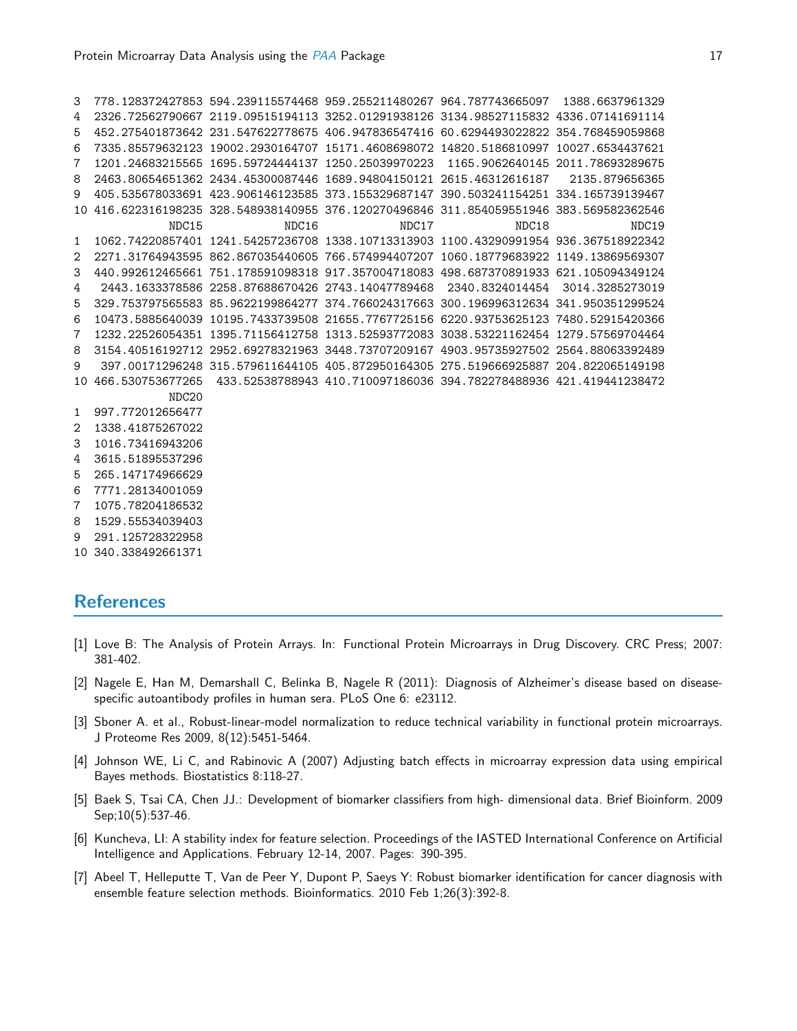```
3  778.128372427853 594.239115574468 959.255211480267 964.787743665097  1388.6637961329
4  2326.72562790667 2119.09515194113 3252.01291938126 3134.98527115832 4336.07141691114
5  452.275401873642 231.547622778675 406.947836547416 60.6294493022822 354.768459059868
6  7335.85579632123 19002.2930164707 15171.4608698072 14820.5186810997 10027.6534437621
7  1201.24683215565 1695.59724444137 1250.25039970223  1165.9062640145 2011.78693289675
8  2463.80654651362 2434.45300087446 1689.94804150121 2615.46312616187   2135.879656365
9  405.535678033691 423.906146123585 373.155329687147 390.503241154251 334.165739139467
10 416.622316198235 328.548938140955 376.120270496846 311.854059551946 383.569582362546
              NDC15            NDC16            NDC17            NDC18            NDC19
1  1062.74220857401 1241.54257236708 1338.10713313903 1100.43290991954 936.367518922342
2  2271.31764943595 862.867035440605 766.574994407207 1060.18779683922 1149.13869569307
3  440.992612465661 751.178591098318 917.357004718083 498.687370891933 621.105094349124
4   2443.1633378586 2258.87688670426 2743.14047789468  2340.8324014454  3014.3285273019
5  329.753797565583 85.9622199864277 374.766024317663 300.196996312634 341.950351299524
6  10473.5885640039 10195.7433739508 21655.7767725156 6220.93753625123 7480.52915420366
7  1232.22526054351 1395.71156412758 1313.52593772083 3038.53221162454 1279.57569704464
8  3154.40516192712 2952.69278321963 3448.73707209167 4903.95735927502 2564.88063392489
9   397.00171296248 315.579611644105 405.872950164305 275.519666925887 204.822065149198
10 466.530753677265  433.52538788943 410.710097186036 394.782278488936 421.419441238472
              NDC20
1  997.772012656477
2  1338.41875267022
3  1016.73416943206
4  3615.51895537296
5  265.147174966629
6  7771.28134001059
7  1075.78204186532
8  1529.55534039403
9  291.125728322958
10 340.338492661371
```

# References

[1] Love B: The Analysis of Protein Arrays. In: Functional Protein Microarrays in Drug Discovery. CRC Press; 2007: 381-402.

[2] Nagele E, Han M, Demarshall C, Belinka B, Nagele R (2011): Diagnosis of Alzheimer's disease based on disease-specific autoantibody profiles in human sera. PLoS One 6: e23112.

[3] Sboner A. et al., Robust-linear-model normalization to reduce technical variability in functional protein microarrays. J Proteome Res 2009, 8(12):5451-5464.

[4] Johnson WE, Li C, and Rabinovic A (2007) Adjusting batch effects in microarray expression data using empirical Bayes methods. Biostatistics 8:118-27.

[5] Baek S, Tsai CA, Chen JJ.: Development of biomarker classifiers from high- dimensional data. Brief Bioinform. 2009 Sep;10(5):537-46.

[6] Kuncheva, LI: A stability index for feature selection. Proceedings of the IASTED International Conference on Artificial Intelligence and Applications. February 12-14, 2007. Pages: 390-395.

[7] Abeel T, Helleputte T, Van de Peer Y, Dupont P, Saeys Y: Robust biomarker identification for cancer diagnosis with ensemble feature selection methods. Bioinformatics. 2010 Feb 1;26(3):392-8.